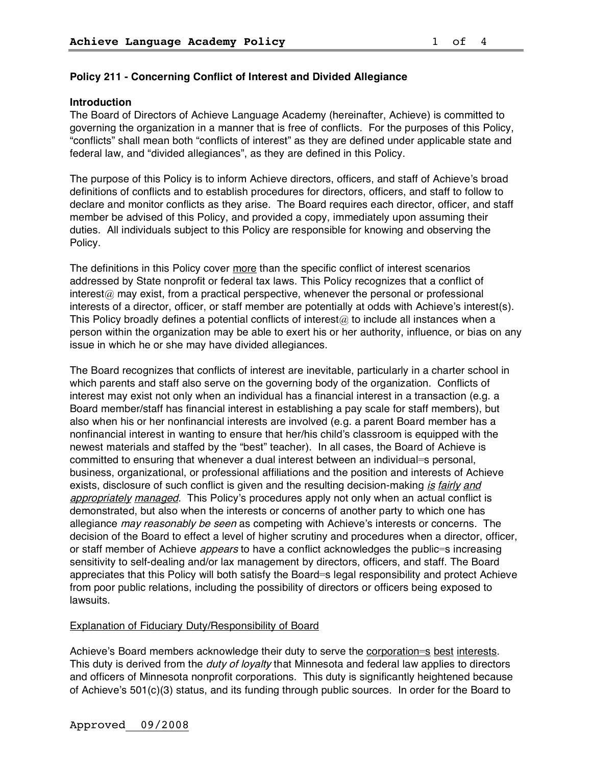## Policy 211 - Concerning Conflict of Interest and Divided Allegiance

### Introduction

The Board of Directors of Achieve Language Academy (hereinafter, Achieve) is committed to governing the organization in a manner that is free of conflicts. For the purposes of this Policy, "conflicts" shall mean both "conflicts of interest" as they are defined under applicable state and federal law, and "divided allegiances", as they are defined in this Policy.

The purpose of this Policy is to inform Achieve directors, officers, and staff of Achieve's broad definitions of conflicts and to establish procedures for directors, officers, and staff to follow to declare and monitor conflicts as they arise. The Board requires each director, officer, and staff member be advised of this Policy, and provided a copy, immediately upon assuming their duties. All individuals subject to this Policy are responsible for knowing and observing the Policy.

The definitions in this Policy cover <u>more</u> than the specific conflict of interest scenarios addressed by State nonprofit or federal tax laws. This Policy recognizes that a conflict of interest@ may exist, from a practical perspective, whenever the personal or professional interests of a director, officer, or staff member are potentially at odds with Achieve's interest(s). This Policy broadly defines a potential conflicts of interest@ to include all instances when a person within the organization may be able to exert his or her authority, influence, or bias on any issue in which he or she may have divided allegiances.

The Board recognizes that conflicts of interest are inevitable, particularly in a charter school in which parents and staff also serve on the governing body of the organization. Conflicts of interest may exist not only when an individual has a financial interest in a transaction (e.g. a Board member/staff has financial interest in establishing a pay scale for staff members), but also when his or her nonfinancial interests are involved (e.g. a parent Board member has a nonfinancial interest in wanting to ensure that her/his child's classroom is equipped with the newest materials and staffed by the "best" teacher). In all cases, the Board of Achieve is committed to ensuring that whenever a dual interest between an individual=s personal, business, organizational, or professional affiliations and the position and interests of Achieve exists, disclosure of such conflict is given and the resulting decision-making <u>*is*</u> <u>*fairly*</u> <u>*and*</u> <u>*appropriately*</u> <u>*managed*</u>. This Policy's procedures apply not only when an actual conflict is demonstrated, but also when the interests or concerns of another party to which one has allegiance *may reasonably be seen* as competing with Achieve's interests or concerns. The decision of the Board to effect a level of higher scrutiny and procedures when a director, officer, or staff member of Achieve *appears* to have a conflict acknowledges the public=s increasing sensitivity to self-dealing and/or lax management by directors, officers, and staff. The Board appreciates that this Policy will both satisfy the Board=s legal responsibility and protect Achieve from poor public relations, including the possibility of directors or officers being exposed to lawsuits.

<u>Explanation of Fiduciary Duty/Responsibility of Board</u>

Achieve's Board members acknowledge their duty to serve the <u>corporation=s</u> <u>best</u> <u>interests</u>. This duty is derived from the *duty of loyalty* that Minnesota and federal law applies to directors and officers of Minnesota nonprofit corporations. This duty is significantly heightened because of Achieve's 501(c)(3) status, and its funding through public sources. In order for the Board to

Approved 09/2008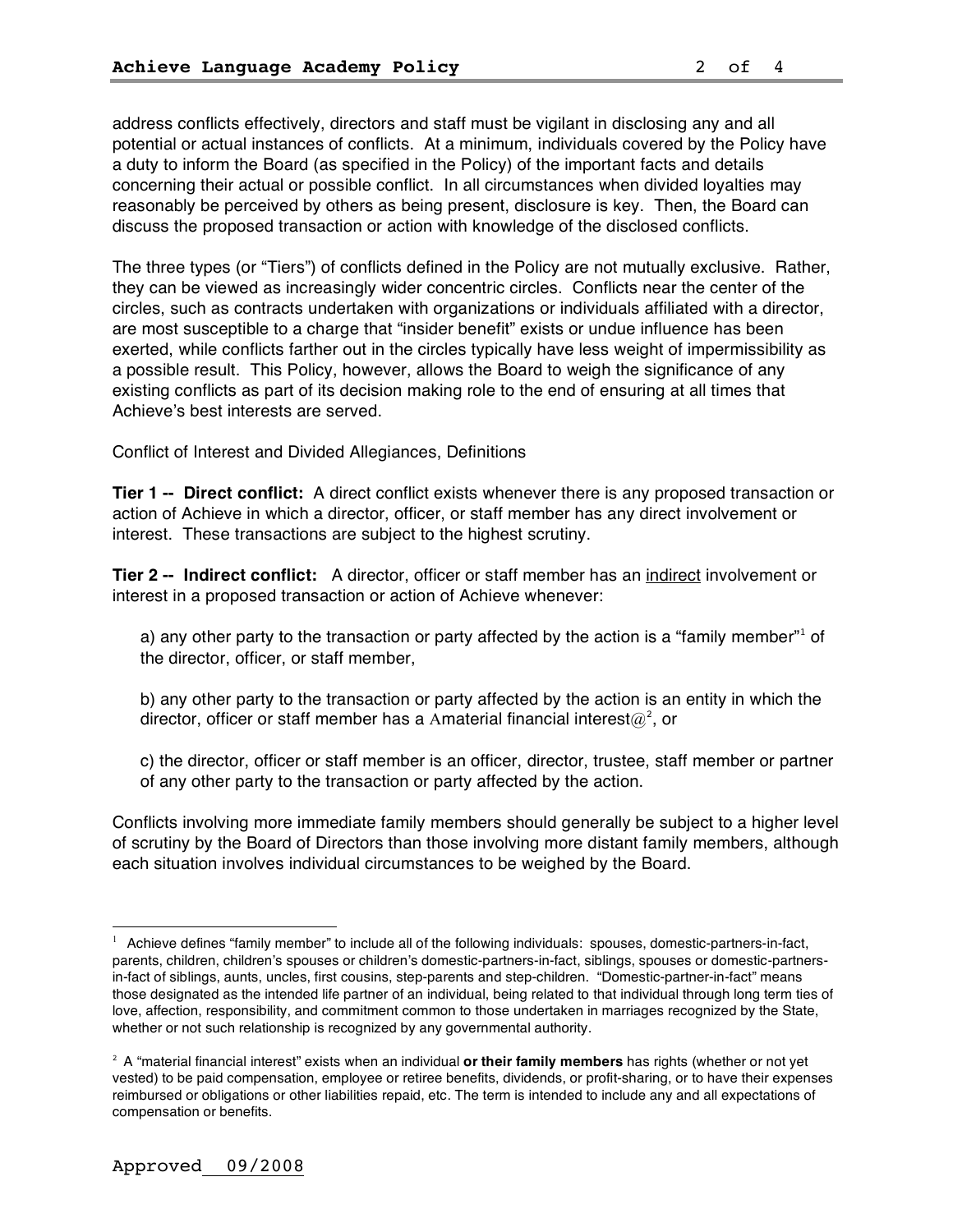address conflicts effectively, directors and staff must be vigilant in disclosing any and all potential or actual instances of conflicts. At a minimum, individuals covered by the Policy have a duty to inform the Board (as specified in the Policy) of the important facts and details concerning their actual or possible conflict. In all circumstances when divided loyalties may reasonably be perceived by others as being present, disclosure is key. Then, the Board can discuss the proposed transaction or action with knowledge of the disclosed conflicts.

The three types (or "Tiers") of conflicts defined in the Policy are not mutually exclusive. Rather, they can be viewed as increasingly wider concentric circles. Conflicts near the center of the circles, such as contracts undertaken with organizations or individuals affiliated with a director, are most susceptible to a charge that "insider benefit" exists or undue influence has been exerted, while conflicts farther out in the circles typically have less weight of impermissibility as a possible result. This Policy, however, allows the Board to weigh the significance of any existing conflicts as part of its decision making role to the end of ensuring at all times that Achieve's best interests are served.

Conflict of Interest and Divided Allegiances, Definitions

**Tier 1 -- Direct conflict:** A direct conflict exists whenever there is any proposed transaction or action of Achieve in which a director, officer, or staff member has any direct involvement or interest. These transactions are subject to the highest scrutiny.

**Tier 2 -- Indirect conflict:** A director, officer or staff member has an <u>indirect</u> involvement or interest in a proposed transaction or action of Achieve whenever:

a) any other party to the transaction or party affected by the action is a "family member"[1] of the director, officer, or staff member,

b) any other party to the transaction or party affected by the action is an entity in which the director, officer or staff member has a Amaterial financial interest@[2], or

c) the director, officer or staff member is an officer, director, trustee, staff member or partner of any other party to the transaction or party affected by the action.

Conflicts involving more immediate family members should generally be subject to a higher level of scrutiny by the Board of Directors than those involving more distant family members, although each situation involves individual circumstances to be weighed by the Board.

---

[1] Achieve defines "family member" to include all of the following individuals: spouses, domestic-partners-in-fact, parents, children, children's spouses or children's domestic-partners-in-fact, siblings, spouses or domestic-partners-in-fact of siblings, aunts, uncles, first cousins, step-parents and step-children. "Domestic-partner-in-fact" means those designated as the intended life partner of an individual, being related to that individual through long term ties of love, affection, responsibility, and commitment common to those undertaken in marriages recognized by the State, whether or not such relationship is recognized by any governmental authority.

[2] A "material financial interest" exists when an individual **or their family members** has rights (whether or not yet vested) to be paid compensation, employee or retiree benefits, dividends, or profit-sharing, or to have their expenses reimbursed or obligations or other liabilities repaid, etc. The term is intended to include any and all expectations of compensation or benefits.

Approved 09/2008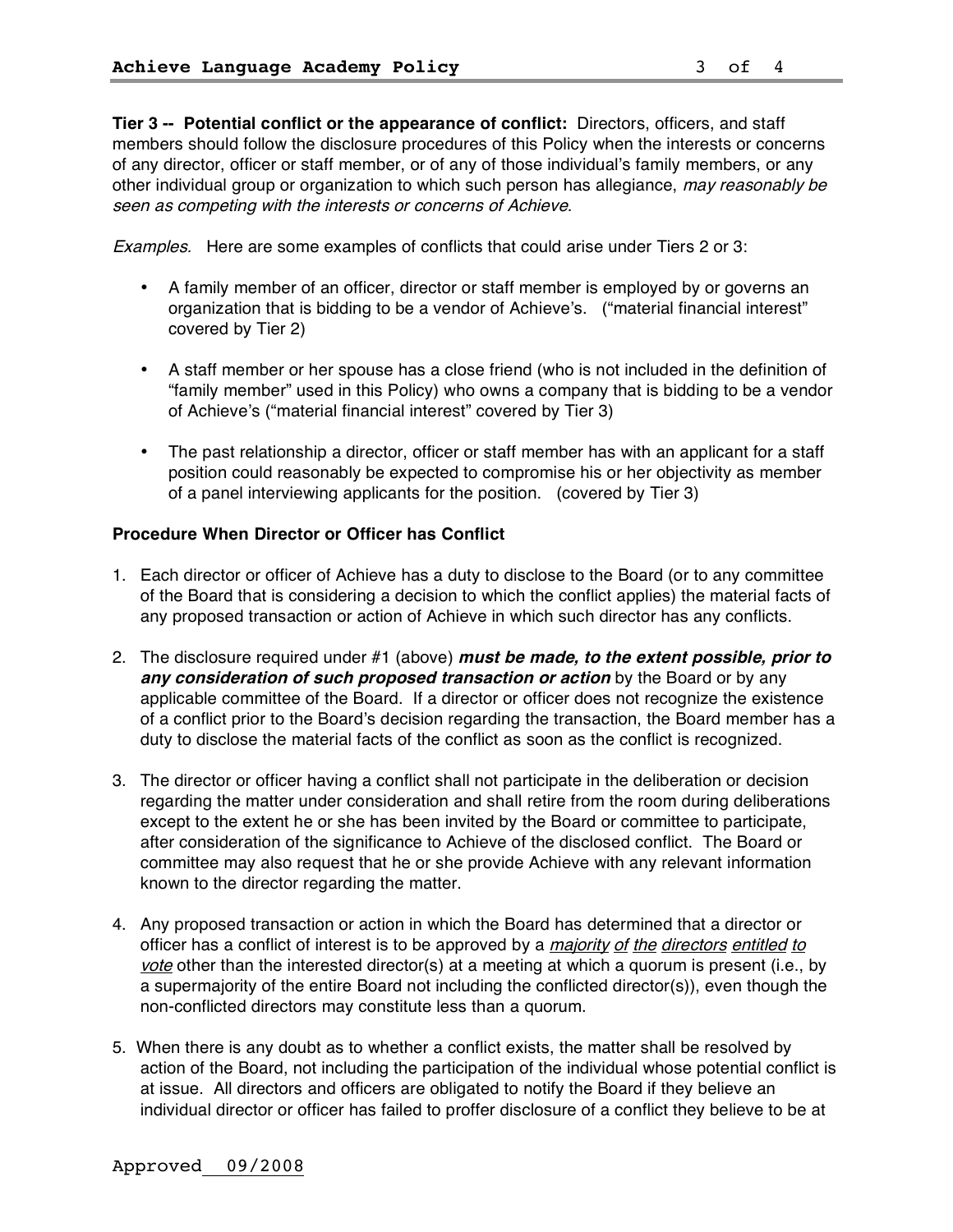**Tier 3 -- Potential conflict or the appearance of conflict:** Directors, officers, and staff members should follow the disclosure procedures of this Policy when the interests or concerns of any director, officer or staff member, or of any of those individual's family members, or any other individual group or organization to which such person has allegiance, *may reasonably be seen as competing with the interests or concerns of Achieve*.

*Examples.* Here are some examples of conflicts that could arise under Tiers 2 or 3:

- A family member of an officer, director or staff member is employed by or governs an organization that is bidding to be a vendor of Achieve's. ("material financial interest" covered by Tier 2)
- A staff member or her spouse has a close friend (who is not included in the definition of "family member" used in this Policy) who owns a company that is bidding to be a vendor of Achieve's ("material financial interest" covered by Tier 3)
- The past relationship a director, officer or staff member has with an applicant for a staff position could reasonably be expected to compromise his or her objectivity as member of a panel interviewing applicants for the position. (covered by Tier 3)

**Procedure When Director or Officer has Conflict**

1. Each director or officer of Achieve has a duty to disclose to the Board (or to any committee of the Board that is considering a decision to which the conflict applies) the material facts of any proposed transaction or action of Achieve in which such director has any conflicts.

2. The disclosure required under #1 (above) ***must be made, to the extent possible, prior to any consideration of such proposed transaction or action*** by the Board or by any applicable committee of the Board. If a director or officer does not recognize the existence of a conflict prior to the Board's decision regarding the transaction, the Board member has a duty to disclose the material facts of the conflict as soon as the conflict is recognized.

3. The director or officer having a conflict shall not participate in the deliberation or decision regarding the matter under consideration and shall retire from the room during deliberations except to the extent he or she has been invited by the Board or committee to participate, after consideration of the significance to Achieve of the disclosed conflict. The Board or committee may also request that he or she provide Achieve with any relevant information known to the director regarding the matter.

4. Any proposed transaction or action in which the Board has determined that a director or officer has a conflict of interest is to be approved by a *majority of the directors entitled to vote* other than the interested director(s) at a meeting at which a quorum is present (i.e., by a supermajority of the entire Board not including the conflicted director(s)), even though the non-conflicted directors may constitute less than a quorum.

5. When there is any doubt as to whether a conflict exists, the matter shall be resolved by action of the Board, not including the participation of the individual whose potential conflict is at issue. All directors and officers are obligated to notify the Board if they believe an individual director or officer has failed to proffer disclosure of a conflict they believe to be at

Approved 09/2008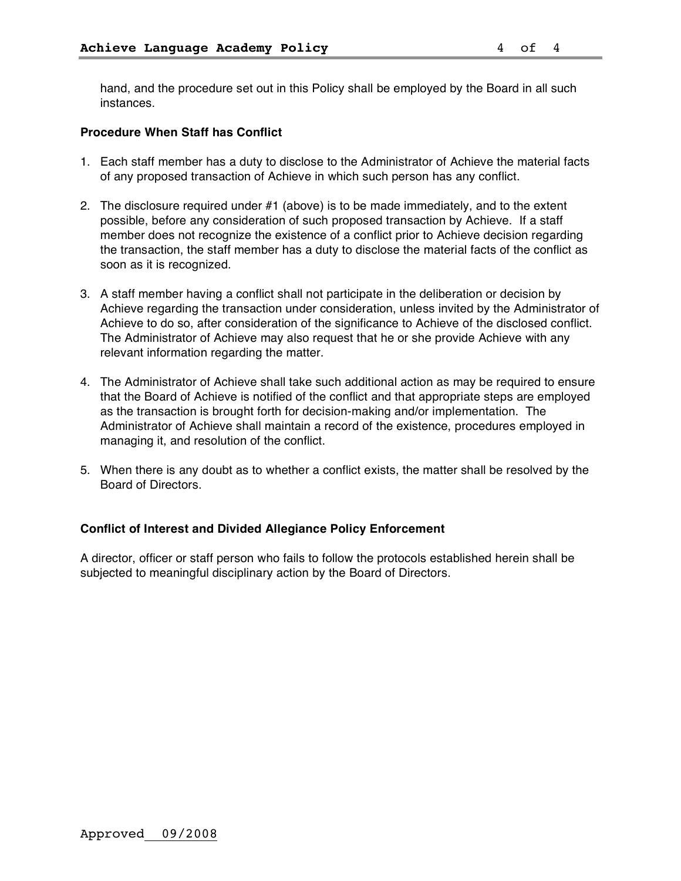hand, and the procedure set out in this Policy shall be employed by the Board in all such instances.

**Procedure When Staff has Conflict**

1. Each staff member has a duty to disclose to the Administrator of Achieve the material facts of any proposed transaction of Achieve in which such person has any conflict.

2. The disclosure required under #1 (above) is to be made immediately, and to the extent possible, before any consideration of such proposed transaction by Achieve. If a staff member does not recognize the existence of a conflict prior to Achieve decision regarding the transaction, the staff member has a duty to disclose the material facts of the conflict as soon as it is recognized.

3. A staff member having a conflict shall not participate in the deliberation or decision by Achieve regarding the transaction under consideration, unless invited by the Administrator of Achieve to do so, after consideration of the significance to Achieve of the disclosed conflict. The Administrator of Achieve may also request that he or she provide Achieve with any relevant information regarding the matter.

4. The Administrator of Achieve shall take such additional action as may be required to ensure that the Board of Achieve is notified of the conflict and that appropriate steps are employed as the transaction is brought forth for decision-making and/or implementation. The Administrator of Achieve shall maintain a record of the existence, procedures employed in managing it, and resolution of the conflict.

5. When there is any doubt as to whether a conflict exists, the matter shall be resolved by the Board of Directors.

**Conflict of Interest and Divided Allegiance Policy Enforcement**

A director, officer or staff person who fails to follow the protocols established herein shall be subjected to meaningful disciplinary action by the Board of Directors.

Approved 09/2008